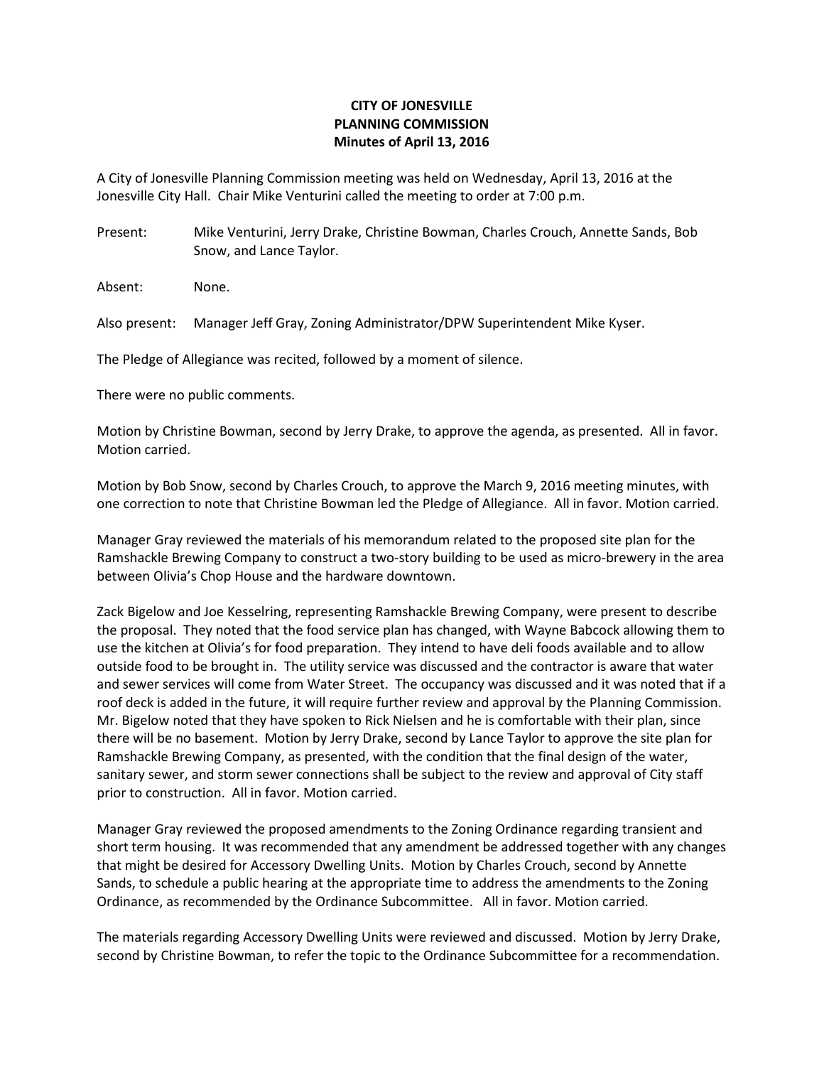**CITY OF JONESVILLE**
**PLANNING COMMISSION**
**Minutes of April 13, 2016**

A City of Jonesville Planning Commission meeting was held on Wednesday, April 13, 2016 at the Jonesville City Hall. Chair Mike Venturini called the meeting to order at 7:00 p.m.

Present: Mike Venturini, Jerry Drake, Christine Bowman, Charles Crouch, Annette Sands, Bob Snow, and Lance Taylor.

Absent: None.

Also present: Manager Jeff Gray, Zoning Administrator/DPW Superintendent Mike Kyser.

The Pledge of Allegiance was recited, followed by a moment of silence.

There were no public comments.

Motion by Christine Bowman, second by Jerry Drake, to approve the agenda, as presented. All in favor. Motion carried.

Motion by Bob Snow, second by Charles Crouch, to approve the March 9, 2016 meeting minutes, with one correction to note that Christine Bowman led the Pledge of Allegiance. All in favor. Motion carried.

Manager Gray reviewed the materials of his memorandum related to the proposed site plan for the Ramshackle Brewing Company to construct a two-story building to be used as micro-brewery in the area between Olivia's Chop House and the hardware downtown.

Zack Bigelow and Joe Kesselring, representing Ramshackle Brewing Company, were present to describe the proposal. They noted that the food service plan has changed, with Wayne Babcock allowing them to use the kitchen at Olivia's for food preparation. They intend to have deli foods available and to allow outside food to be brought in. The utility service was discussed and the contractor is aware that water and sewer services will come from Water Street. The occupancy was discussed and it was noted that if a roof deck is added in the future, it will require further review and approval by the Planning Commission. Mr. Bigelow noted that they have spoken to Rick Nielsen and he is comfortable with their plan, since there will be no basement. Motion by Jerry Drake, second by Lance Taylor to approve the site plan for Ramshackle Brewing Company, as presented, with the condition that the final design of the water, sanitary sewer, and storm sewer connections shall be subject to the review and approval of City staff prior to construction. All in favor. Motion carried.

Manager Gray reviewed the proposed amendments to the Zoning Ordinance regarding transient and short term housing. It was recommended that any amendment be addressed together with any changes that might be desired for Accessory Dwelling Units. Motion by Charles Crouch, second by Annette Sands, to schedule a public hearing at the appropriate time to address the amendments to the Zoning Ordinance, as recommended by the Ordinance Subcommittee. All in favor. Motion carried.

The materials regarding Accessory Dwelling Units were reviewed and discussed. Motion by Jerry Drake, second by Christine Bowman, to refer the topic to the Ordinance Subcommittee for a recommendation.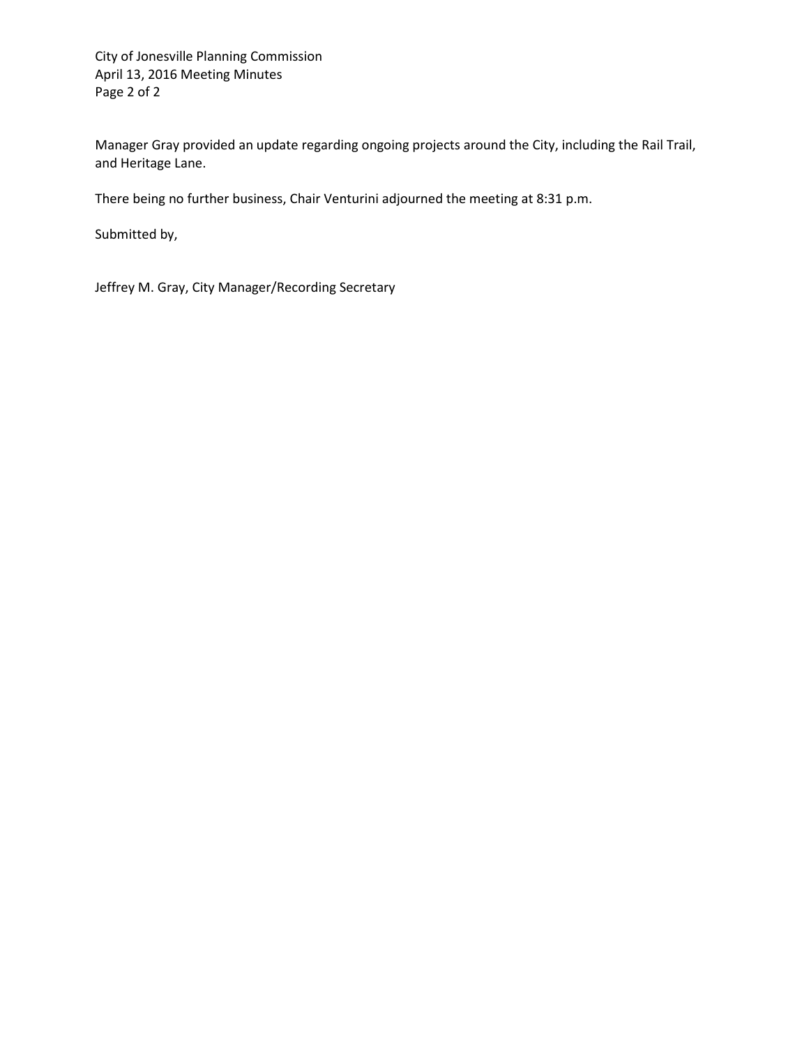Manager Gray provided an update regarding ongoing projects around the City, including the Rail Trail, and Heritage Lane.

There being no further business, Chair Venturini adjourned the meeting at 8:31 p.m.

Submitted by,

Jeffrey M. Gray, City Manager/Recording Secretary